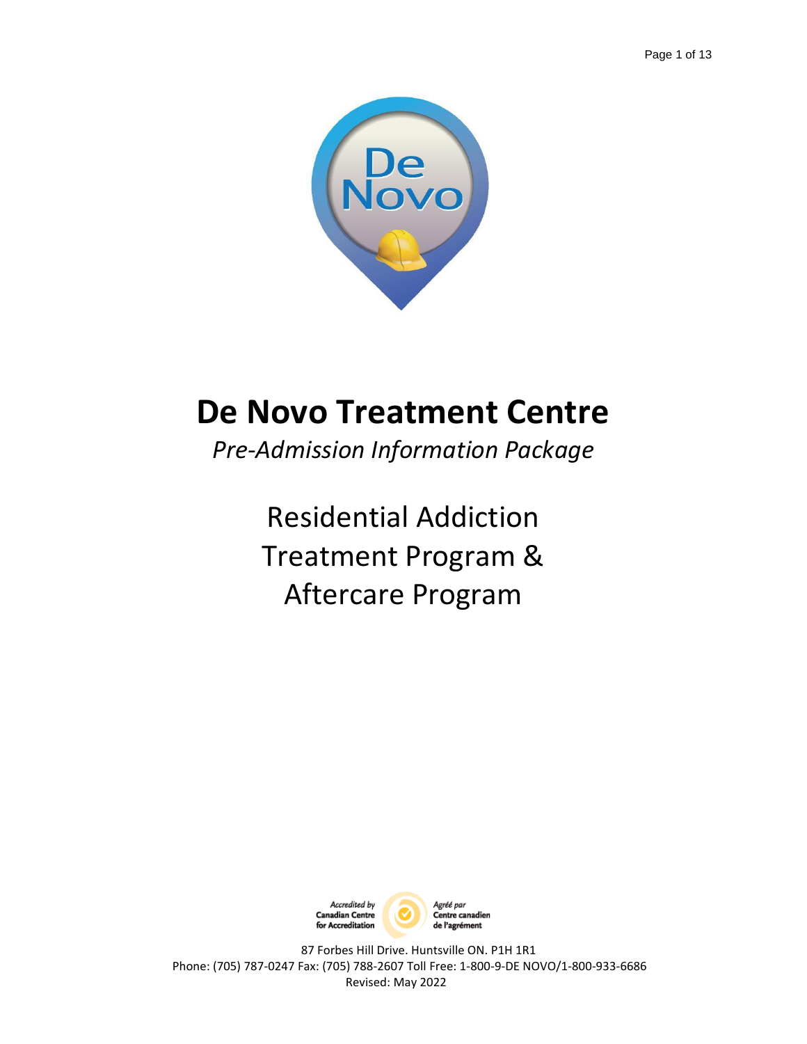# De Novo Treatment Centre

*Pre-Admission Information Package*

Residential Addiction Treatment Program & Aftercare Program

Accredited by Canadian Centre for Accreditation

Agréé par Centre canadien de l'agrément

87 Forbes Hill Drive. Huntsville ON. P1H 1R1
Phone: (705) 787-0247 Fax: (705) 788-2607 Toll Free: 1-800-9-DE NOVO/1-800-933-6686
Revised: May 2022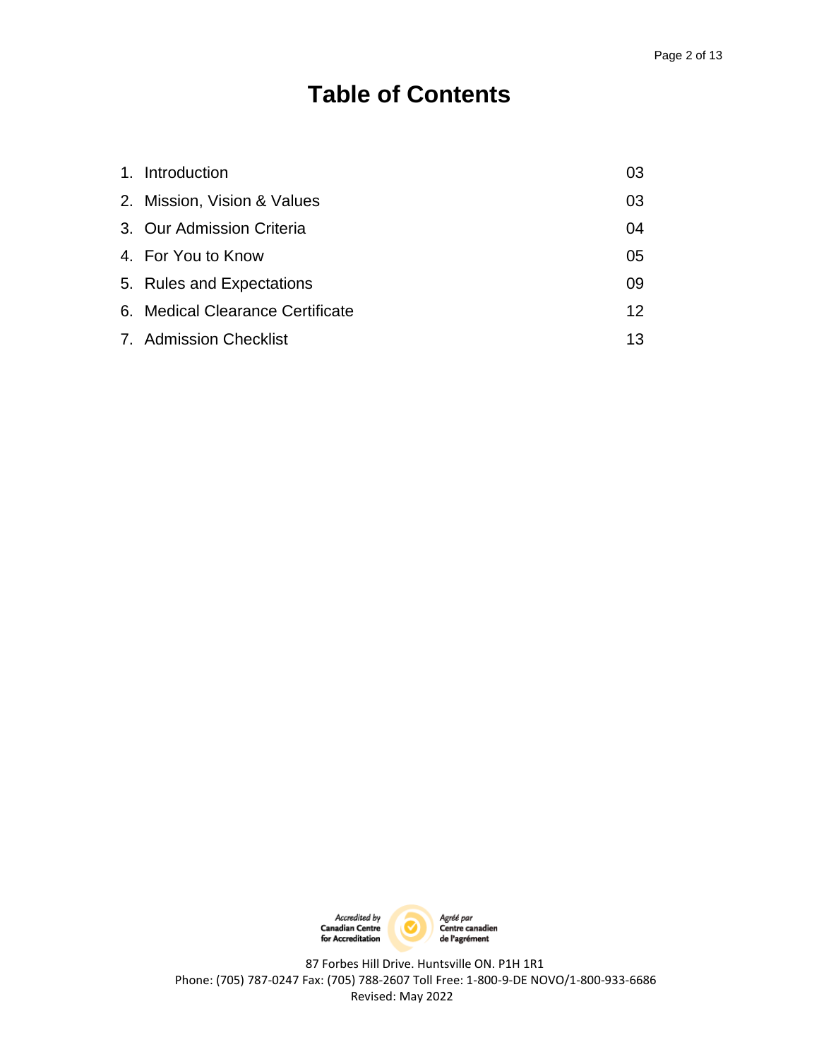# Table of Contents

| | |
|---|---|
| 1. Introduction | 03 |
| 2. Mission, Vision & Values | 03 |
| 3. Our Admission Criteria | 04 |
| 4. For You to Know | 05 |
| 5. Rules and Expectations | 09 |
| 6. Medical Clearance Certificate | 12 |
| 7. Admission Checklist | 13 |

Accredited by Canadian Centre for Accreditation

Agréé par Centre canadien de l'agrément

87 Forbes Hill Drive. Huntsville ON. P1H 1R1
Phone: (705) 787-0247 Fax: (705) 788-2607 Toll Free: 1-800-9-DE NOVO/1-800-933-6686
Revised: May 2022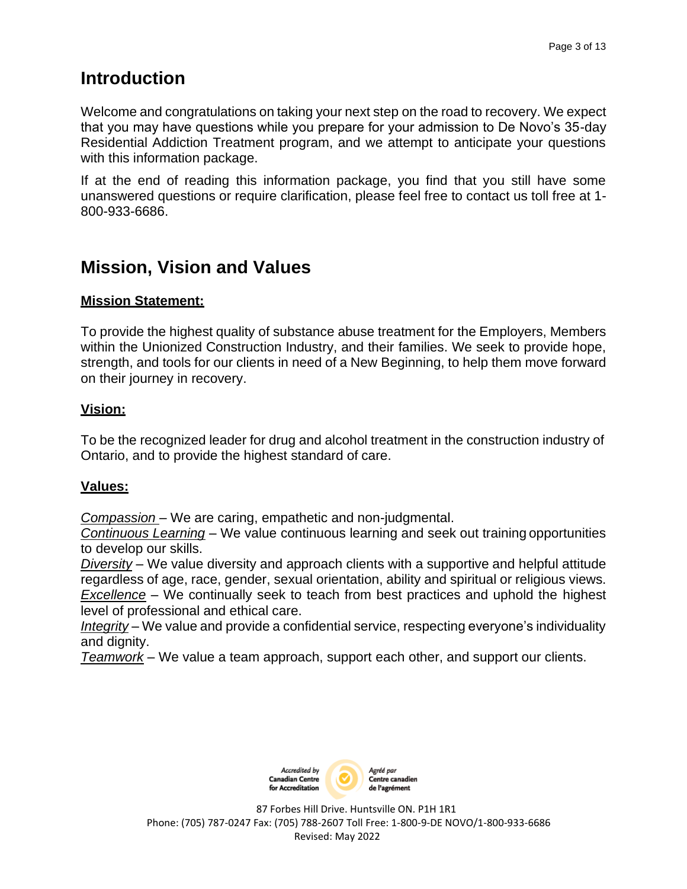## Introduction

Welcome and congratulations on taking your next step on the road to recovery. We expect that you may have questions while you prepare for your admission to De Novo's 35-day Residential Addiction Treatment program, and we attempt to anticipate your questions with this information package.

If at the end of reading this information package, you find that you still have some unanswered questions or require clarification, please feel free to contact us toll free at 1-800-933-6686.

## Mission, Vision and Values

**Mission Statement:**

To provide the highest quality of substance abuse treatment for the Employers, Members within the Unionized Construction Industry, and their families. We seek to provide hope, strength, and tools for our clients in need of a New Beginning, to help them move forward on their journey in recovery.

**Vision:**

To be the recognized leader for drug and alcohol treatment in the construction industry of Ontario, and to provide the highest standard of care.

**Values:**

*Compassion* – We are caring, empathetic and non-judgmental.
*Continuous Learning* – We value continuous learning and seek out training opportunities to develop our skills.
*Diversity* – We value diversity and approach clients with a supportive and helpful attitude regardless of age, race, gender, sexual orientation, ability and spiritual or religious views.
*Excellence* – We continually seek to teach from best practices and uphold the highest level of professional and ethical care.
*Integrity* – We value and provide a confidential service, respecting everyone's individuality and dignity.
*Teamwork* – We value a team approach, support each other, and support our clients.

Accredited by Canadian Centre for Accreditation | Agréé par Centre canadien de l'agrément

87 Forbes Hill Drive. Huntsville ON. P1H 1R1
Phone: (705) 787-0247 Fax: (705) 788-2607 Toll Free: 1-800-9-DE NOVO/1-800-933-6686
Revised: May 2022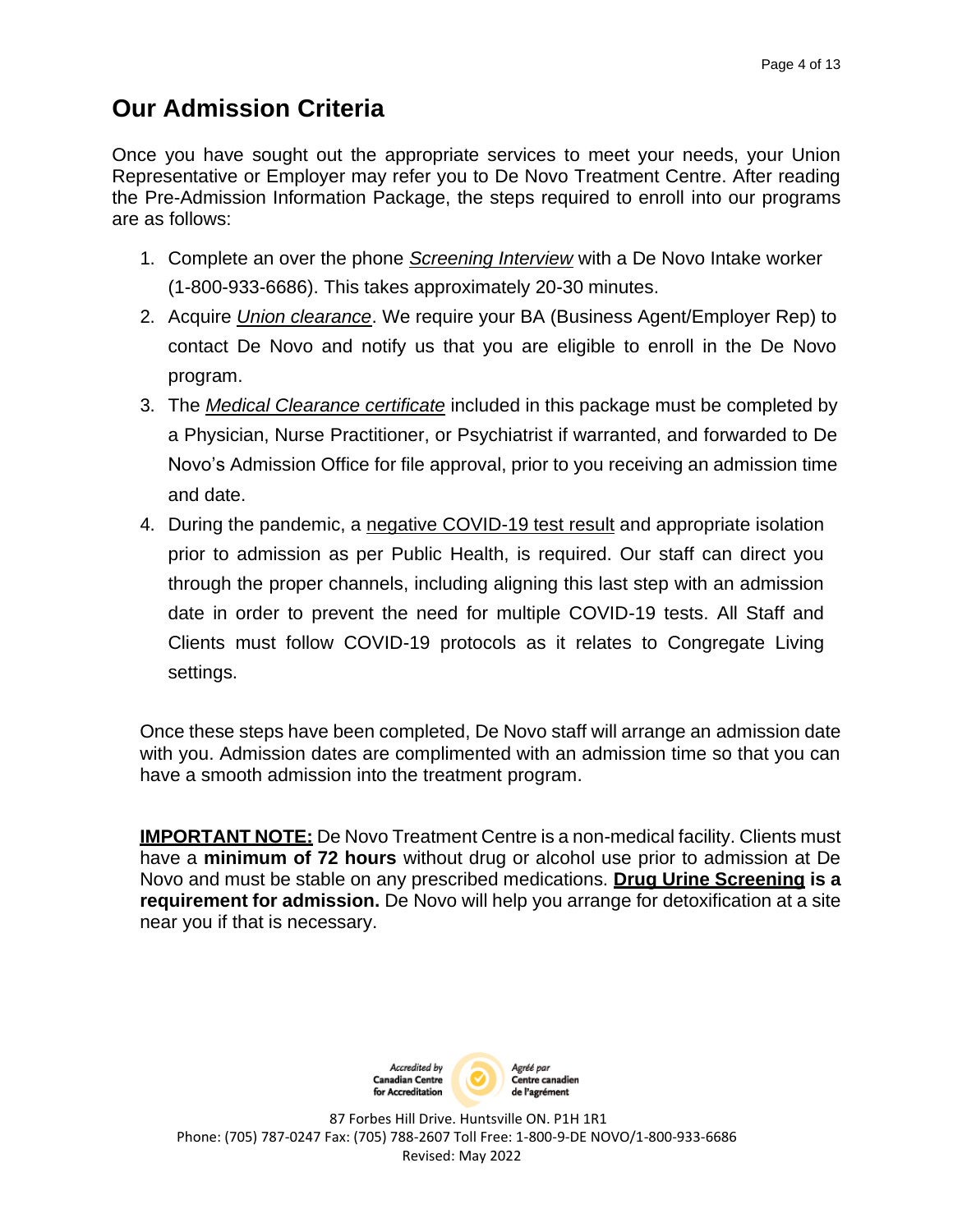## Our Admission Criteria

Once you have sought out the appropriate services to meet your needs, your Union Representative or Employer may refer you to De Novo Treatment Centre. After reading the Pre-Admission Information Package, the steps required to enroll into our programs are as follows:

1. Complete an over the phone ***Screening Interview*** with a De Novo Intake worker (1-800-933-6686). This takes approximately 20-30 minutes.
2. Acquire ***Union clearance***. We require your BA (Business Agent/Employer Rep) to contact De Novo and notify us that you are eligible to enroll in the De Novo program.
3. The ***Medical Clearance certificate*** included in this package must be completed by a Physician, Nurse Practitioner, or Psychiatrist if warranted, and forwarded to De Novo's Admission Office for file approval, prior to you receiving an admission time and date.
4. During the pandemic, a negative COVID-19 test result and appropriate isolation prior to admission as per Public Health, is required. Our staff can direct you through the proper channels, including aligning this last step with an admission date in order to prevent the need for multiple COVID-19 tests. All Staff and Clients must follow COVID-19 protocols as it relates to Congregate Living settings.

Once these steps have been completed, De Novo staff will arrange an admission date with you. Admission dates are complimented with an admission time so that you can have a smooth admission into the treatment program.

**IMPORTANT NOTE:** De Novo Treatment Centre is a non-medical facility. Clients must have a **minimum of 72 hours** without drug or alcohol use prior to admission at De Novo and must be stable on any prescribed medications. **Drug Urine Screening is a requirement for admission.** De Novo will help you arrange for detoxification at a site near you if that is necessary.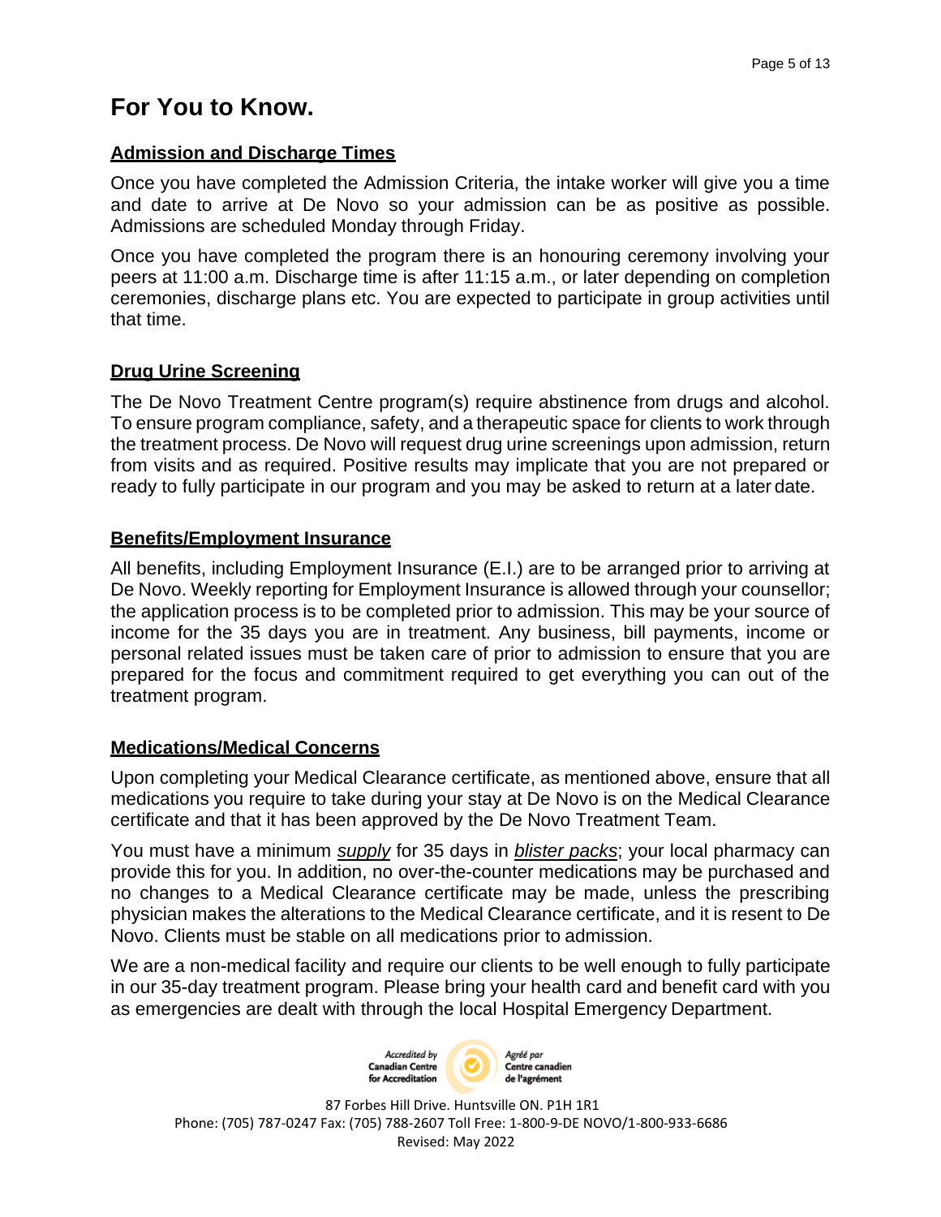# For You to Know.

## Admission and Discharge Times

Once you have completed the Admission Criteria, the intake worker will give you a time and date to arrive at De Novo so your admission can be as positive as possible. Admissions are scheduled Monday through Friday.

Once you have completed the program there is an honouring ceremony involving your peers at 11:00 a.m. Discharge time is after 11:15 a.m., or later depending on completion ceremonies, discharge plans etc. You are expected to participate in group activities until that time.

## Drug Urine Screening

The De Novo Treatment Centre program(s) require abstinence from drugs and alcohol. To ensure program compliance, safety, and a therapeutic space for clients to work through the treatment process. De Novo will request drug urine screenings upon admission, return from visits and as required. Positive results may implicate that you are not prepared or ready to fully participate in our program and you may be asked to return at a later date.

## Benefits/Employment Insurance

All benefits, including Employment Insurance (E.I.) are to be arranged prior to arriving at De Novo. Weekly reporting for Employment Insurance is allowed through your counsellor; the application process is to be completed prior to admission. This may be your source of income for the 35 days you are in treatment. Any business, bill payments, income or personal related issues must be taken care of prior to admission to ensure that you are prepared for the focus and commitment required to get everything you can out of the treatment program.

## Medications/Medical Concerns

Upon completing your Medical Clearance certificate, as mentioned above, ensure that all medications you require to take during your stay at De Novo is on the Medical Clearance certificate and that it has been approved by the De Novo Treatment Team.

You must have a minimum *supply* for 35 days in *blister packs*; your local pharmacy can provide this for you. In addition, no over-the-counter medications may be purchased and no changes to a Medical Clearance certificate may be made, unless the prescribing physician makes the alterations to the Medical Clearance certificate, and it is resent to De Novo. Clients must be stable on all medications prior to admission.

We are a non-medical facility and require our clients to be well enough to fully participate in our 35-day treatment program. Please bring your health card and benefit card with you as emergencies are dealt with through the local Hospital Emergency Department.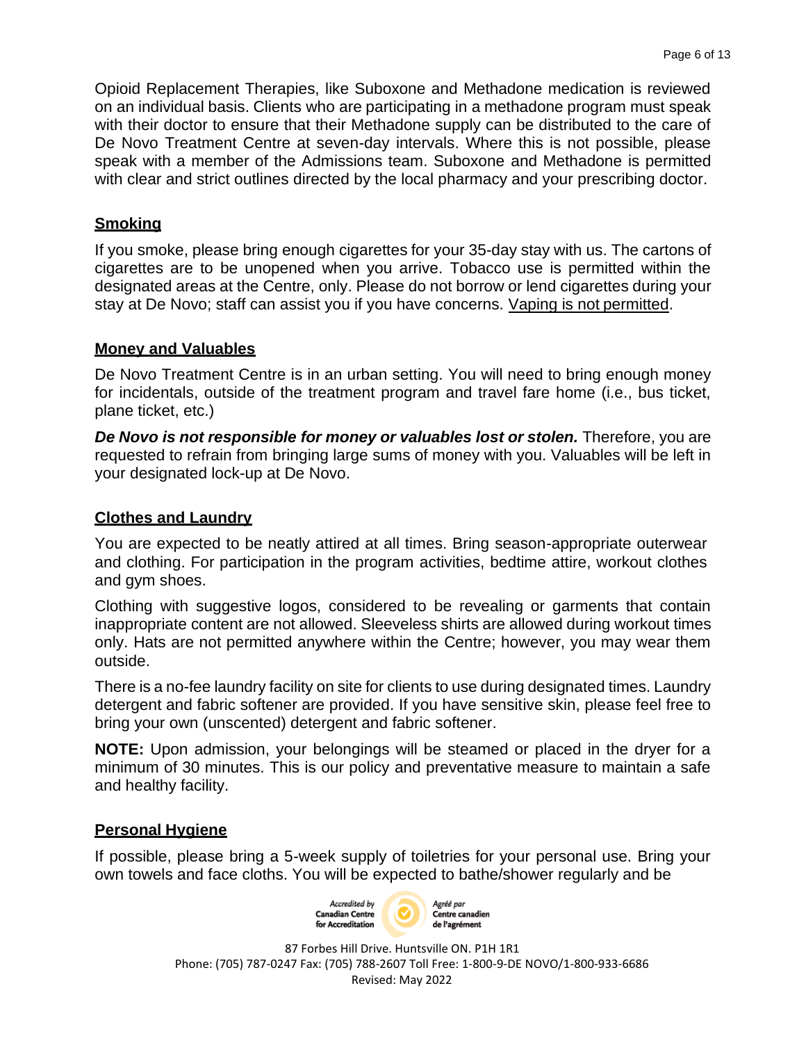Opioid Replacement Therapies, like Suboxone and Methadone medication is reviewed on an individual basis. Clients who are participating in a methadone program must speak with their doctor to ensure that their Methadone supply can be distributed to the care of De Novo Treatment Centre at seven-day intervals. Where this is not possible, please speak with a member of the Admissions team. Suboxone and Methadone is permitted with clear and strict outlines directed by the local pharmacy and your prescribing doctor.

## Smoking

If you smoke, please bring enough cigarettes for your 35-day stay with us. The cartons of cigarettes are to be unopened when you arrive. Tobacco use is permitted within the designated areas at the Centre, only. Please do not borrow or lend cigarettes during your stay at De Novo; staff can assist you if you have concerns. Vaping is not permitted.

## Money and Valuables

De Novo Treatment Centre is in an urban setting. You will need to bring enough money for incidentals, outside of the treatment program and travel fare home (i.e., bus ticket, plane ticket, etc.)

***De Novo is not responsible for money or valuables lost or stolen.*** Therefore, you are requested to refrain from bringing large sums of money with you. Valuables will be left in your designated lock-up at De Novo.

## Clothes and Laundry

You are expected to be neatly attired at all times. Bring season-appropriate outerwear and clothing. For participation in the program activities, bedtime attire, workout clothes and gym shoes.

Clothing with suggestive logos, considered to be revealing or garments that contain inappropriate content are not allowed. Sleeveless shirts are allowed during workout times only. Hats are not permitted anywhere within the Centre; however, you may wear them outside.

There is a no-fee laundry facility on site for clients to use during designated times. Laundry detergent and fabric softener are provided. If you have sensitive skin, please feel free to bring your own (unscented) detergent and fabric softener.

**NOTE:** Upon admission, your belongings will be steamed or placed in the dryer for a minimum of 30 minutes. This is our policy and preventative measure to maintain a safe and healthy facility.

## Personal Hygiene

If possible, please bring a 5-week supply of toiletries for your personal use. Bring your own towels and face cloths. You will be expected to bathe/shower regularly and be

Accredited by Canadian Centre for Accreditation — Agréé par Centre canadien de l'agrément

87 Forbes Hill Drive. Huntsville ON. P1H 1R1
Phone: (705) 787-0247 Fax: (705) 788-2607 Toll Free: 1-800-9-DE NOVO/1-800-933-6686
Revised: May 2022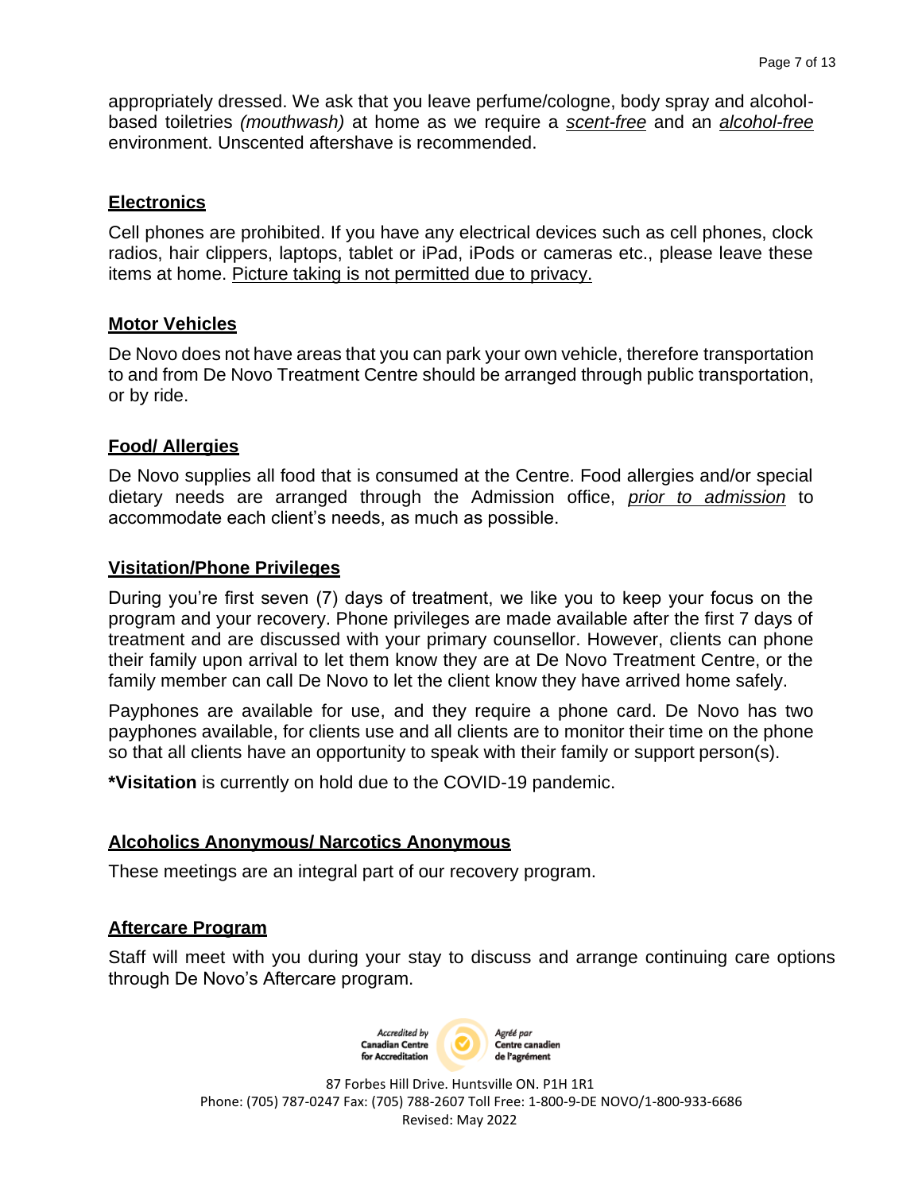appropriately dressed. We ask that you leave perfume/cologne, body spray and alcohol-based toiletries *(mouthwash)* at home as we require a *scent-free* and an *alcohol-free* environment. Unscented aftershave is recommended.

## Electronics

Cell phones are prohibited. If you have any electrical devices such as cell phones, clock radios, hair clippers, laptops, tablet or iPad, iPods or cameras etc., please leave these items at home. Picture taking is not permitted due to privacy.

## Motor Vehicles

De Novo does not have areas that you can park your own vehicle, therefore transportation to and from De Novo Treatment Centre should be arranged through public transportation, or by ride.

## Food/ Allergies

De Novo supplies all food that is consumed at the Centre. Food allergies and/or special dietary needs are arranged through the Admission office, *prior to admission* to accommodate each client's needs, as much as possible.

## Visitation/Phone Privileges

During you're first seven (7) days of treatment, we like you to keep your focus on the program and your recovery. Phone privileges are made available after the first 7 days of treatment and are discussed with your primary counsellor. However, clients can phone their family upon arrival to let them know they are at De Novo Treatment Centre, or the family member can call De Novo to let the client know they have arrived home safely.

Payphones are available for use, and they require a phone card. De Novo has two payphones available, for clients use and all clients are to monitor their time on the phone so that all clients have an opportunity to speak with their family or support person(s).

***Visitation** is currently on hold due to the COVID-19 pandemic.

## Alcoholics Anonymous/ Narcotics Anonymous

These meetings are an integral part of our recovery program.

## Aftercare Program

Staff will meet with you during your stay to discuss and arrange continuing care options through De Novo's Aftercare program.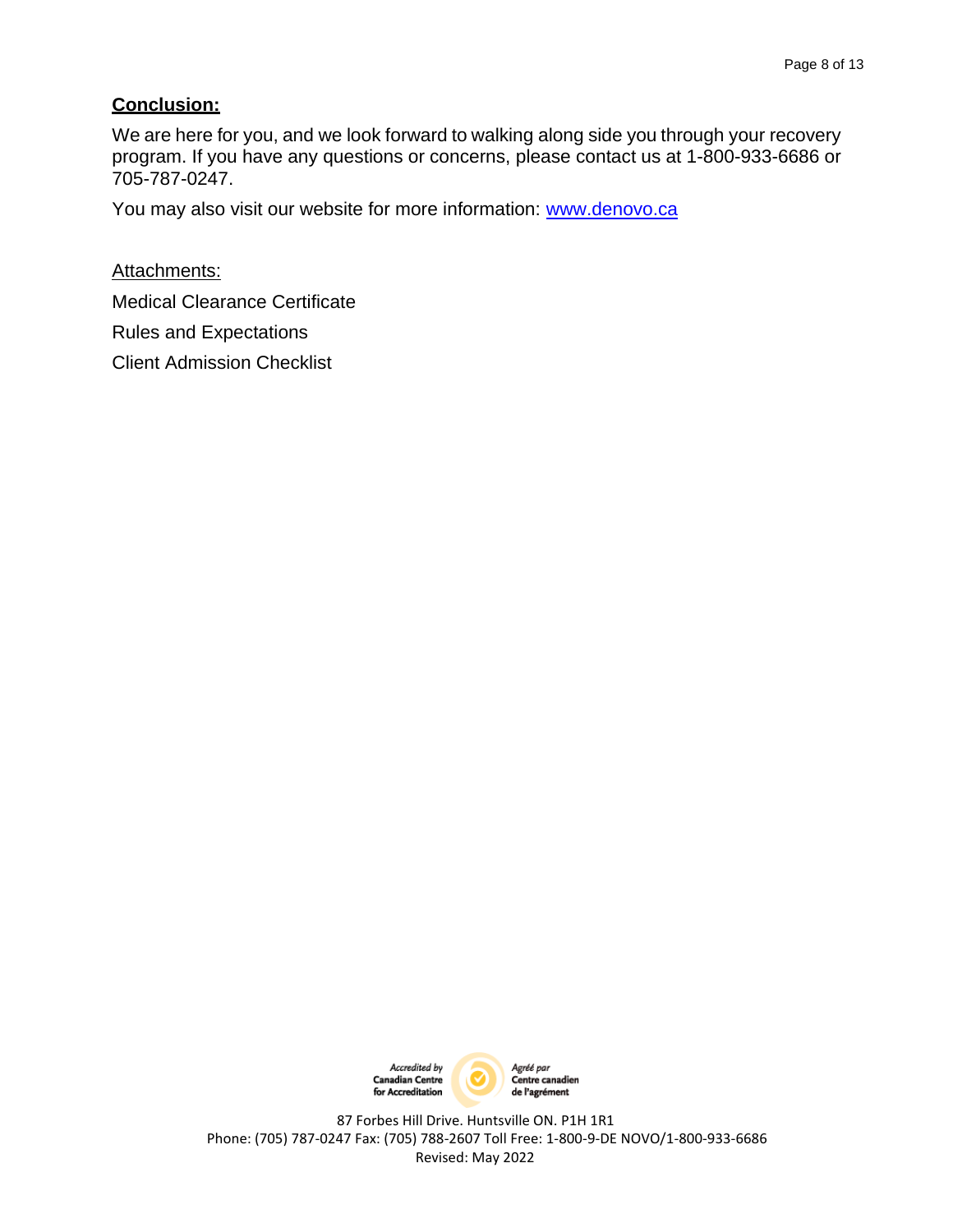## **Conclusion:**

We are here for you, and we look forward to walking along side you through your recovery program. If you have any questions or concerns, please contact us at 1-800-933-6686 or 705-787-0247.

You may also visit our website for more information: www.denovo.ca

Attachments:

Medical Clearance Certificate

Rules and Expectations

Client Admission Checklist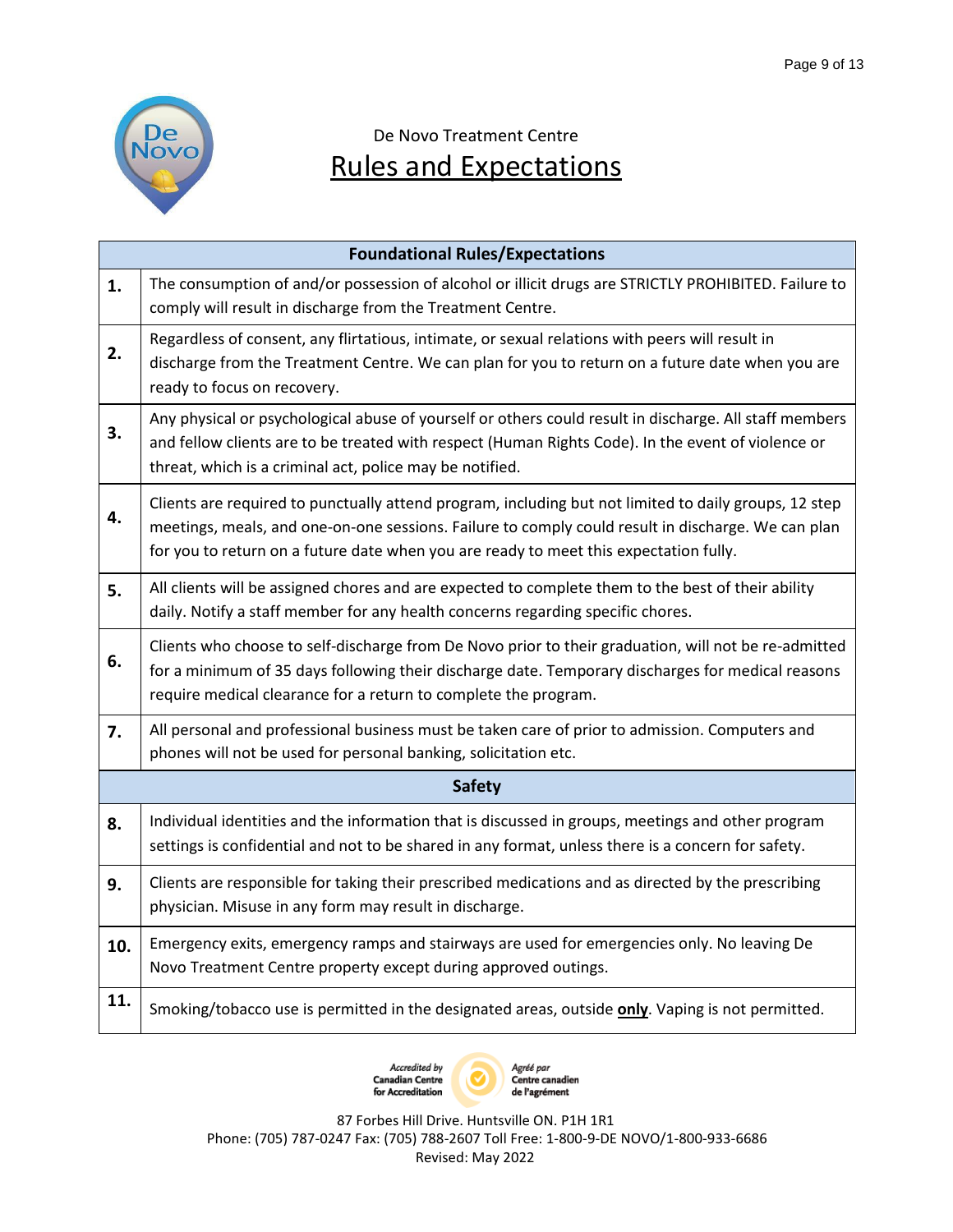De Novo Treatment Centre

# Rules and Expectations

| | Foundational Rules/Expectations |
|---|---|
| **1.** | The consumption of and/or possession of alcohol or illicit drugs are STRICTLY PROHIBITED. Failure to comply will result in discharge from the Treatment Centre. |
| **2.** | Regardless of consent, any flirtatious, intimate, or sexual relations with peers will result in discharge from the Treatment Centre. We can plan for you to return on a future date when you are ready to focus on recovery. |
| **3.** | Any physical or psychological abuse of yourself or others could result in discharge. All staff members and fellow clients are to be treated with respect (Human Rights Code). In the event of violence or threat, which is a criminal act, police may be notified. |
| **4.** | Clients are required to punctually attend program, including but not limited to daily groups, 12 step meetings, meals, and one-on-one sessions. Failure to comply could result in discharge. We can plan for you to return on a future date when you are ready to meet this expectation fully. |
| **5.** | All clients will be assigned chores and are expected to complete them to the best of their ability daily. Notify a staff member for any health concerns regarding specific chores. |
| **6.** | Clients who choose to self-discharge from De Novo prior to their graduation, will not be re-admitted for a minimum of 35 days following their discharge date. Temporary discharges for medical reasons require medical clearance for a return to complete the program. |
| **7.** | All personal and professional business must be taken care of prior to admission. Computers and phones will not be used for personal banking, solicitation etc. |
| | **Safety** |
| **8.** | Individual identities and the information that is discussed in groups, meetings and other program settings is confidential and not to be shared in any format, unless there is a concern for safety. |
| **9.** | Clients are responsible for taking their prescribed medications and as directed by the prescribing physician. Misuse in any form may result in discharge. |
| **10.** | Emergency exits, emergency ramps and stairways are used for emergencies only. No leaving De Novo Treatment Centre property except during approved outings. |
| **11.** | Smoking/tobacco use is permitted in the designated areas, outside **only**. Vaping is not permitted. |

Accredited by Canadian Centre for Accreditation / Agréé par Centre canadien de l'agrément

87 Forbes Hill Drive. Huntsville ON. P1H 1R1
Phone: (705) 787-0247 Fax: (705) 788-2607 Toll Free: 1-800-9-DE NOVO/1-800-933-6686
Revised: May 2022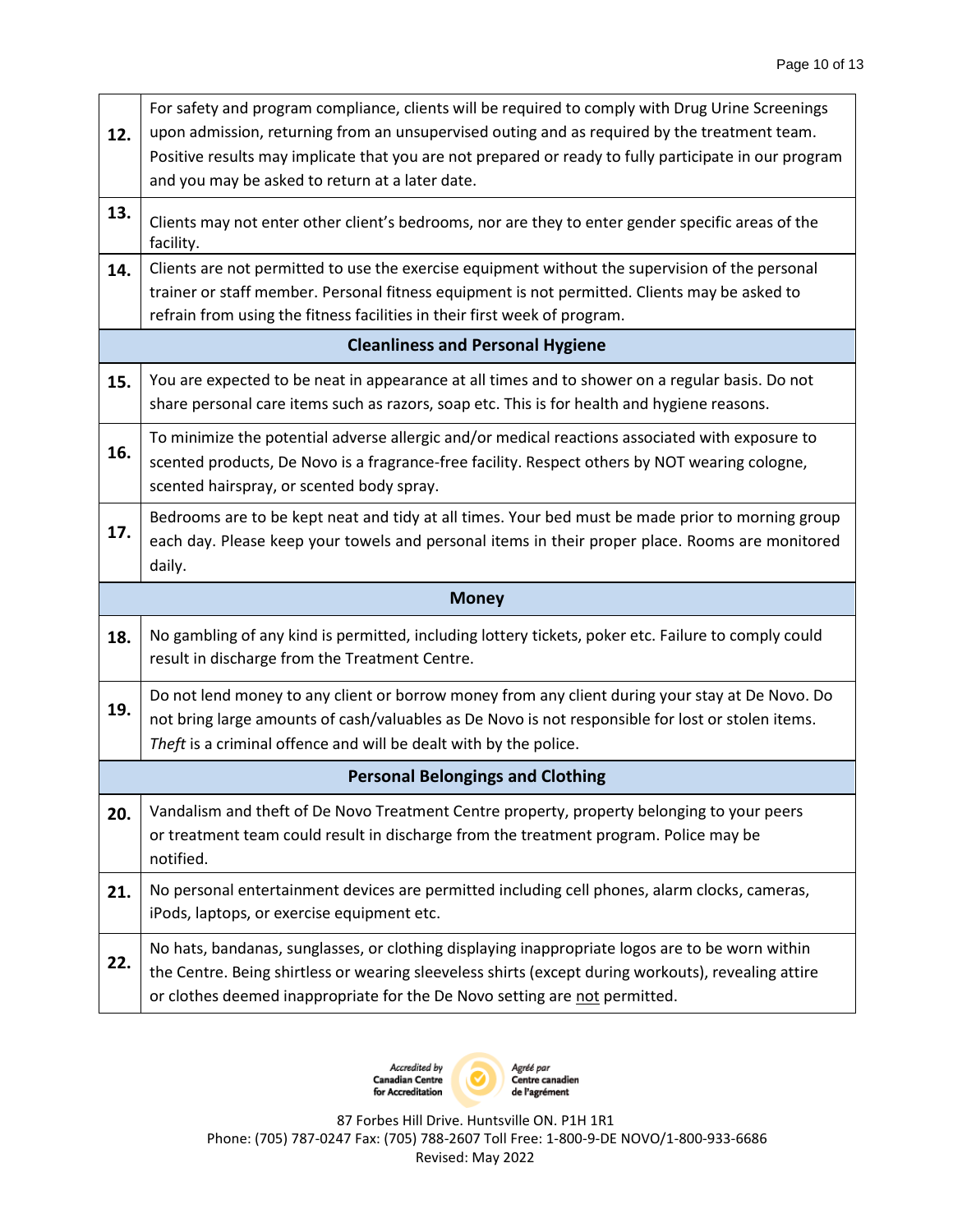| | |
|---|---|
| **12.** | For safety and program compliance, clients will be required to comply with Drug Urine Screenings upon admission, returning from an unsupervised outing and as required by the treatment team. Positive results may implicate that you are not prepared or ready to fully participate in our program and you may be asked to return at a later date. |
| **13.** | Clients may not enter other client's bedrooms, nor are they to enter gender specific areas of the facility. |
| **14.** | Clients are not permitted to use the exercise equipment without the supervision of the personal trainer or staff member. Personal fitness equipment is not permitted. Clients may be asked to refrain from using the fitness facilities in their first week of program. |
| | **Cleanliness and Personal Hygiene** |
| **15.** | You are expected to be neat in appearance at all times and to shower on a regular basis. Do not share personal care items such as razors, soap etc. This is for health and hygiene reasons. |
| **16.** | To minimize the potential adverse allergic and/or medical reactions associated with exposure to scented products, De Novo is a fragrance-free facility. Respect others by NOT wearing cologne, scented hairspray, or scented body spray. |
| **17.** | Bedrooms are to be kept neat and tidy at all times. Your bed must be made prior to morning group each day. Please keep your towels and personal items in their proper place. Rooms are monitored daily. |
| | **Money** |
| **18.** | No gambling of any kind is permitted, including lottery tickets, poker etc. Failure to comply could result in discharge from the Treatment Centre. |
| **19.** | Do not lend money to any client or borrow money from any client during your stay at De Novo. Do not bring large amounts of cash/valuables as De Novo is not responsible for lost or stolen items. *Theft* is a criminal offence and will be dealt with by the police. |
| | **Personal Belongings and Clothing** |
| **20.** | Vandalism and theft of De Novo Treatment Centre property, property belonging to your peers or treatment team could result in discharge from the treatment program. Police may be notified. |
| **21.** | No personal entertainment devices are permitted including cell phones, alarm clocks, cameras, iPods, laptops, or exercise equipment etc. |
| **22.** | No hats, bandanas, sunglasses, or clothing displaying inappropriate logos are to be worn within the Centre. Being shirtless or wearing sleeveless shirts (except during workouts), revealing attire or clothes deemed inappropriate for the De Novo setting are not permitted. |

Accredited by Canadian Centre for Accreditation / Agréé par Centre canadien de l'agrément

87 Forbes Hill Drive. Huntsville ON. P1H 1R1
Phone: (705) 787-0247 Fax: (705) 788-2607 Toll Free: 1-800-9-DE NOVO/1-800-933-6686
Revised: May 2022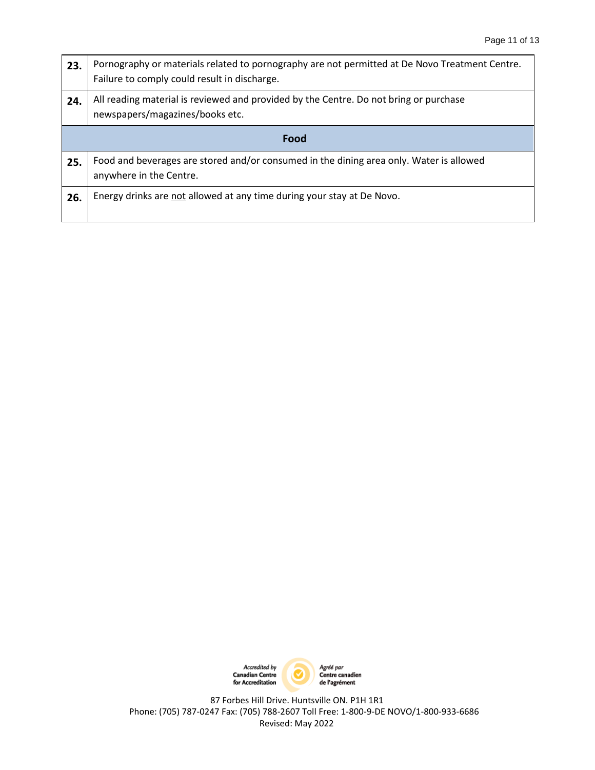| | |
|---|---|
| **23.** | Pornography or materials related to pornography are not permitted at De Novo Treatment Centre. Failure to comply could result in discharge. |
| **24.** | All reading material is reviewed and provided by the Centre. Do not bring or purchase newspapers/magazines/books etc. |
| **Food** | |
| **25.** | Food and beverages are stored and/or consumed in the dining area only. Water is allowed anywhere in the Centre. |
| **26.** | Energy drinks are <u>not</u> allowed at any time during your stay at De Novo. |

Accredited by Canadian Centre for Accreditation / Agréé par Centre canadien de l'agrément

87 Forbes Hill Drive. Huntsville ON. P1H 1R1
Phone: (705) 787-0247 Fax: (705) 788-2607 Toll Free: 1-800-9-DE NOVO/1-800-933-6686
Revised: May 2022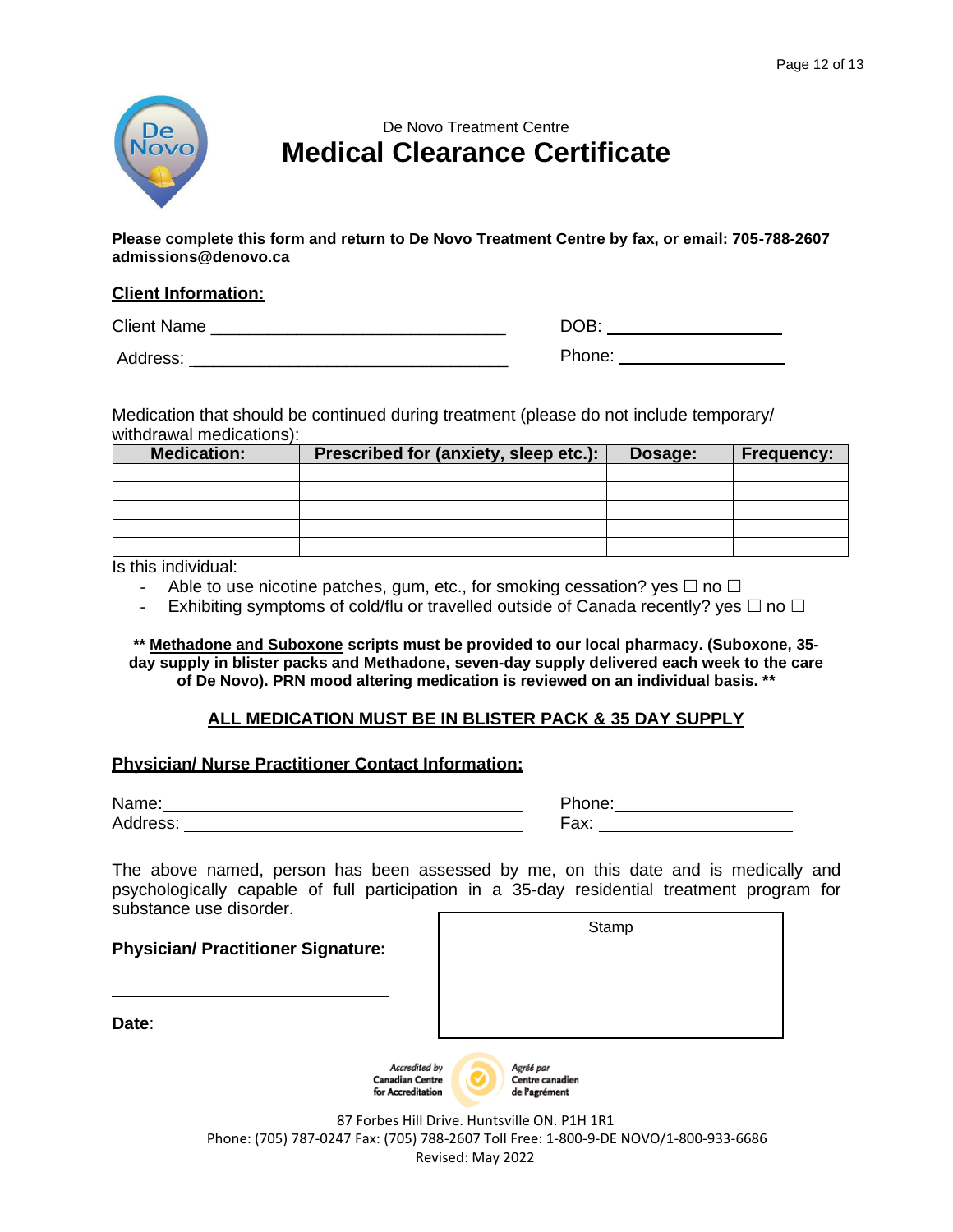De Novo Treatment Centre

# Medical Clearance Certificate

**Please complete this form and return to De Novo Treatment Centre by fax, or email: 705-788-2607 admissions@denovo.ca**

**<u>Client Information:</u>**

Client Name ________________________________ DOB: ____________________

Address: __________________________________ Phone: ___________________

Medication that should be continued during treatment (please do not include temporary/ withdrawal medications):

| Medication: | Prescribed for (anxiety, sleep etc.): | Dosage: | Frequency: |
|---|---|---|---|
| | | | |
| | | | |
| | | | |
| | | | |
| | | | |

Is this individual:

- Able to use nicotine patches, gum, etc., for smoking cessation? yes ☐ no ☐
- Exhibiting symptoms of cold/flu or travelled outside of Canada recently? yes ☐ no ☐

**** <u>Methadone and Suboxone</u> scripts must be provided to our local pharmacy. (Suboxone, 35-day supply in blister packs and Methadone, seven-day supply delivered each week to the care of De Novo). PRN mood altering medication is reviewed on an individual basis. ****

**<u>ALL MEDICATION MUST BE IN BLISTER PACK & 35 DAY SUPPLY</u>**

**<u>Physician/ Nurse Practitioner Contact Information:</u>**

Name: ________________________________________ Phone: ___________________

Address: ______________________________________ Fax: _____________________

The above named, person has been assessed by me, on this date and is medically and psychologically capable of full participation in a 35-day residential treatment program for substance use disorder.

**Physician/ Practitioner Signature:**

________________________________

**Date**: __________________________

Stamp

Accredited by Canadian Centre for Accreditation / Agréé par Centre canadien de l'agrément

87 Forbes Hill Drive. Huntsville ON. P1H 1R1
Phone: (705) 787-0247 Fax: (705) 788-2607 Toll Free: 1-800-9-DE NOVO/1-800-933-6686
Revised: May 2022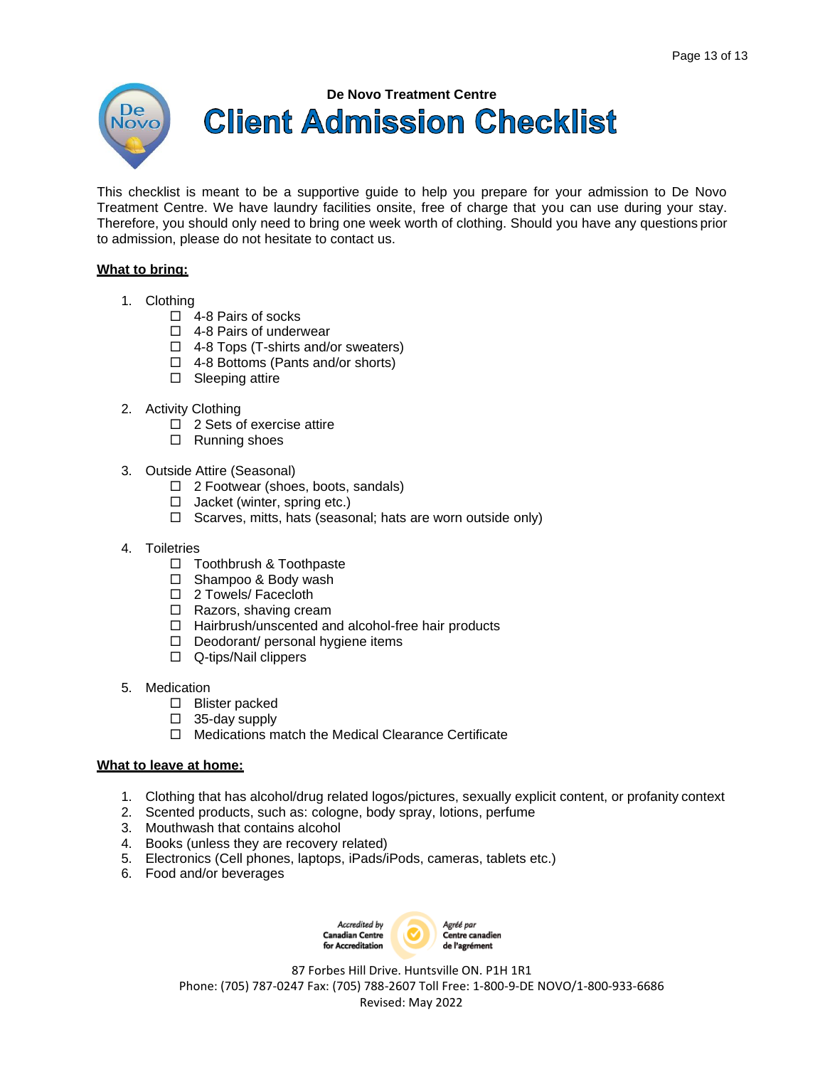**De Novo Treatment Centre**

# Client Admission Checklist

This checklist is meant to be a supportive guide to help you prepare for your admission to De Novo Treatment Centre. We have laundry facilities onsite, free of charge that you can use during your stay. Therefore, you should only need to bring one week worth of clothing. Should you have any questions prior to admission, please do not hesitate to contact us.

**What to bring:**

1. Clothing
   - ☐ 4-8 Pairs of socks
   - ☐ 4-8 Pairs of underwear
   - ☐ 4-8 Tops (T-shirts and/or sweaters)
   - ☐ 4-8 Bottoms (Pants and/or shorts)
   - ☐ Sleeping attire

2. Activity Clothing
   - ☐ 2 Sets of exercise attire
   - ☐ Running shoes

3. Outside Attire (Seasonal)
   - ☐ 2 Footwear (shoes, boots, sandals)
   - ☐ Jacket (winter, spring etc.)
   - ☐ Scarves, mitts, hats (seasonal; hats are worn outside only)

4. Toiletries
   - ☐ Toothbrush & Toothpaste
   - ☐ Shampoo & Body wash
   - ☐ 2 Towels/ Facecloth
   - ☐ Razors, shaving cream
   - ☐ Hairbrush/unscented and alcohol-free hair products
   - ☐ Deodorant/ personal hygiene items
   - ☐ Q-tips/Nail clippers

5. Medication
   - ☐ Blister packed
   - ☐ 35-day supply
   - ☐ Medications match the Medical Clearance Certificate

**What to leave at home:**

1. Clothing that has alcohol/drug related logos/pictures, sexually explicit content, or profanity context
2. Scented products, such as: cologne, body spray, lotions, perfume
3. Mouthwash that contains alcohol
4. Books (unless they are recovery related)
5. Electronics (Cell phones, laptops, iPads/iPods, cameras, tablets etc.)
6. Food and/or beverages

Accredited by Canadian Centre for Accreditation — Agréé par Centre canadien de l'agrément

87 Forbes Hill Drive. Huntsville ON. P1H 1R1
Phone: (705) 787-0247 Fax: (705) 788-2607 Toll Free: 1-800-9-DE NOVO/1-800-933-6686
Revised: May 2022